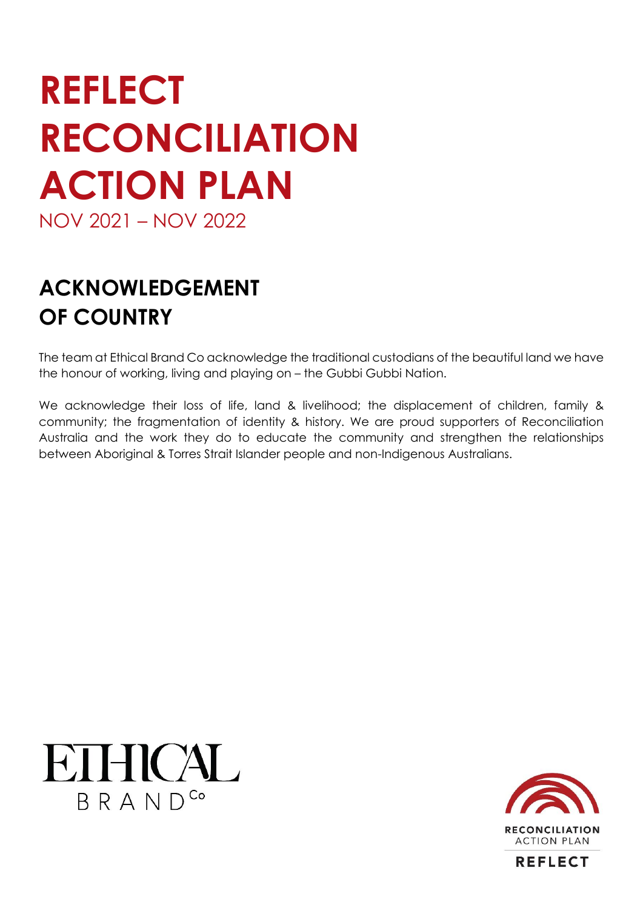# REFLECT RECONCILIATION ACTION PLAN

NOV 2021 – NOV 2022

## ACKNOWLEDGEMENT OF COUNTRY

The team at Ethical Brand Co acknowledge the traditional custodians of the beautiful land we have the honour of working, living and playing on – the Gubbi Gubbi Nation.

We acknowledge their loss of life, land & livelihood; the displacement of children, family & community; the fragmentation of identity & history. We are proud supporters of Reconciliation Australia and the work they do to educate the community and strengthen the relationships between Aboriginal & Torres Strait Islander people and non-Indigenous Australians.

ETHICAL BRAND Co

RECONCILIATION ACTION PLAN
REFLECT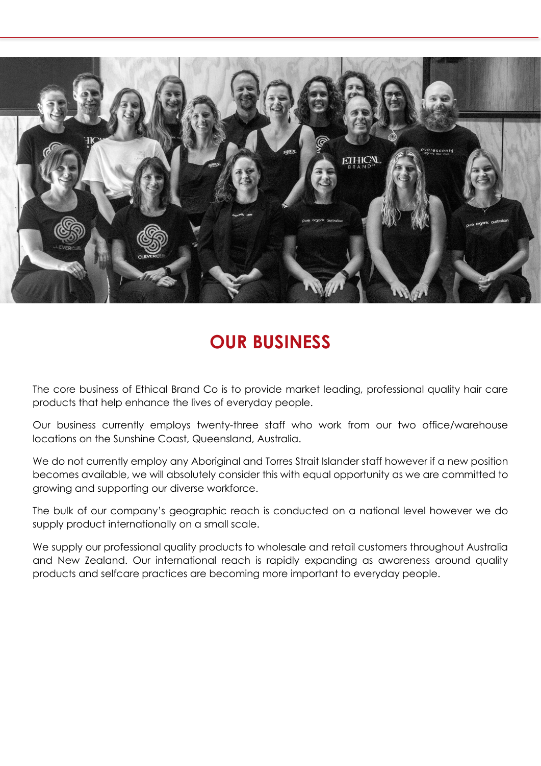## OUR BUSINESS

The core business of Ethical Brand Co is to provide market leading, professional quality hair care products that help enhance the lives of everyday people.

Our business currently employs twenty-three staff who work from our two office/warehouse locations on the Sunshine Coast, Queensland, Australia.

We do not currently employ any Aboriginal and Torres Strait Islander staff however if a new position becomes available, we will absolutely consider this with equal opportunity as we are committed to growing and supporting our diverse workforce.

The bulk of our company's geographic reach is conducted on a national level however we do supply product internationally on a small scale.

We supply our professional quality products to wholesale and retail customers throughout Australia and New Zealand. Our international reach is rapidly expanding as awareness around quality products and selfcare practices are becoming more important to everyday people.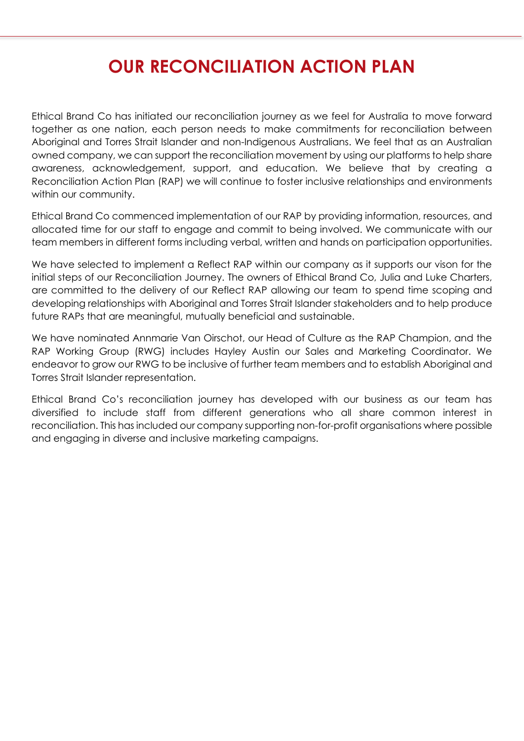# OUR RECONCILIATION ACTION PLAN

Ethical Brand Co has initiated our reconciliation journey as we feel for Australia to move forward together as one nation, each person needs to make commitments for reconciliation between Aboriginal and Torres Strait Islander and non-Indigenous Australians. We feel that as an Australian owned company, we can support the reconciliation movement by using our platforms to help share awareness, acknowledgement, support, and education. We believe that by creating a Reconciliation Action Plan (RAP) we will continue to foster inclusive relationships and environments within our community.

Ethical Brand Co commenced implementation of our RAP by providing information, resources, and allocated time for our staff to engage and commit to being involved. We communicate with our team members in different forms including verbal, written and hands on participation opportunities.

We have selected to implement a Reflect RAP within our company as it supports our vison for the initial steps of our Reconciliation Journey. The owners of Ethical Brand Co, Julia and Luke Charters, are committed to the delivery of our Reflect RAP allowing our team to spend time scoping and developing relationships with Aboriginal and Torres Strait Islander stakeholders and to help produce future RAPs that are meaningful, mutually beneficial and sustainable.

We have nominated Annmarie Van Oirschot, our Head of Culture as the RAP Champion, and the RAP Working Group (RWG) includes Hayley Austin our Sales and Marketing Coordinator. We endeavor to grow our RWG to be inclusive of further team members and to establish Aboriginal and Torres Strait Islander representation.

Ethical Brand Co's reconciliation journey has developed with our business as our team has diversified to include staff from different generations who all share common interest in reconciliation. This has included our company supporting non-for-profit organisations where possible and engaging in diverse and inclusive marketing campaigns.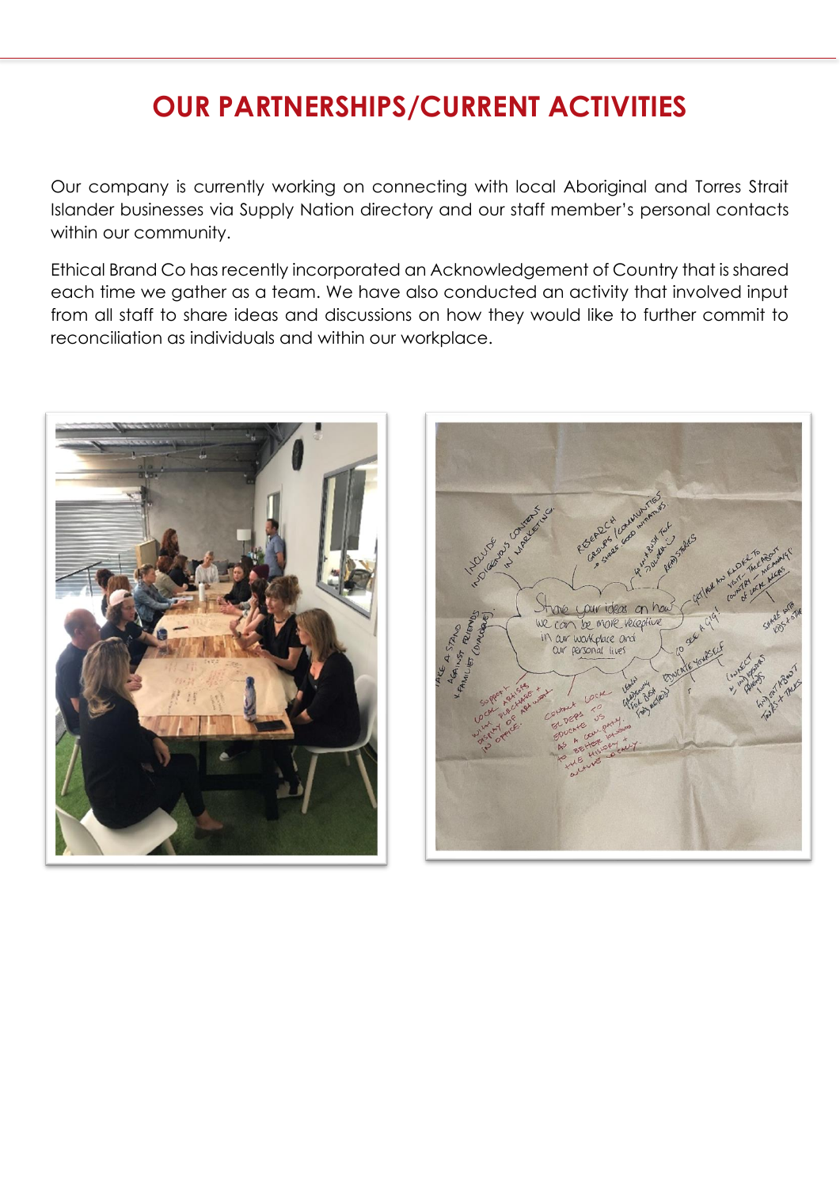# OUR PARTNERSHIPS/CURRENT ACTIVITIES

Our company is currently working on connecting with local Aboriginal and Torres Strait Islander businesses via Supply Nation directory and our staff member's personal contacts within our community.

Ethical Brand Co has recently incorporated an Acknowledgement of Country that is shared each time we gather as a team. We have also conducted an activity that involved input from all staff to share ideas and discussions on how they would like to further commit to reconciliation as individuals and within our workplace.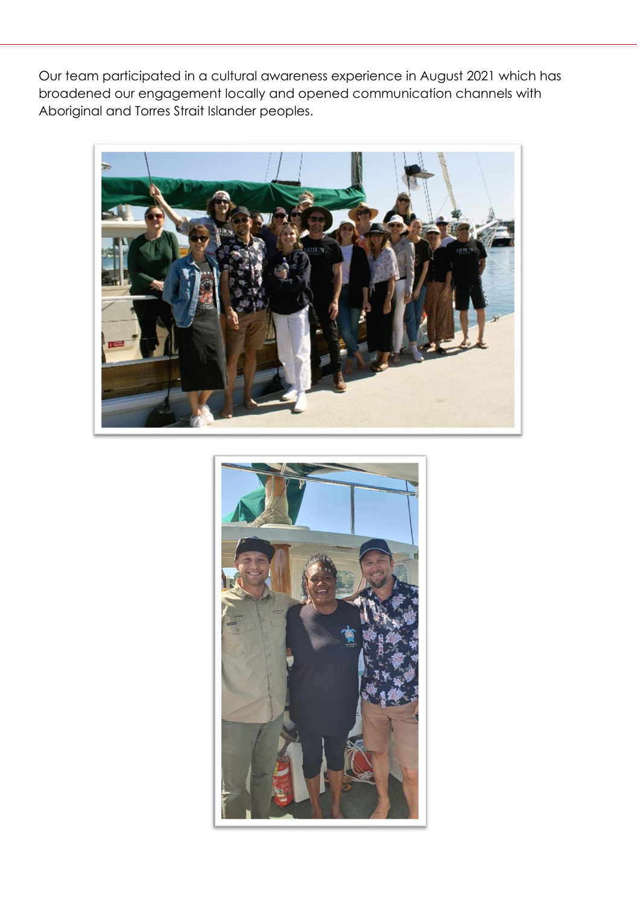Our team participated in a cultural awareness experience in August 2021 which has broadened our engagement locally and opened communication channels with Aboriginal and Torres Strait Islander peoples.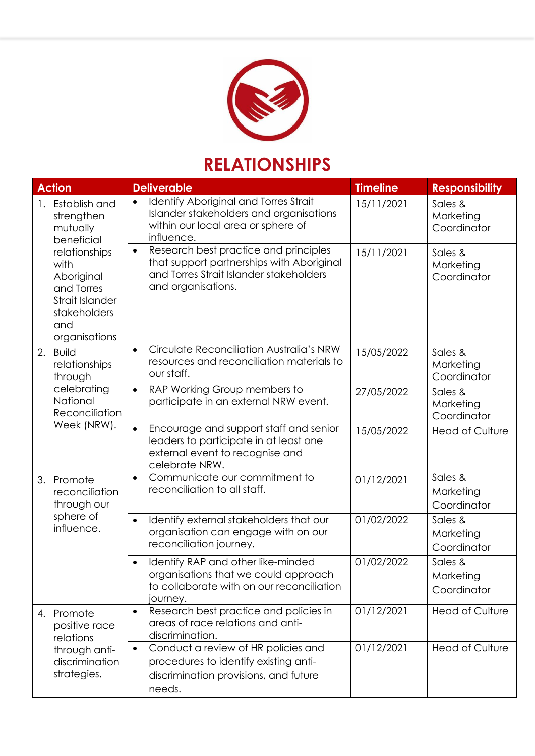# RELATIONSHIPS

| Action | Deliverable | Timeline | Responsibility |
|---|---|---|---|
| 1. Establish and strengthen mutually beneficial relationships with Aboriginal and Torres Strait Islander stakeholders and organisations | • Identify Aboriginal and Torres Strait Islander stakeholders and organisations within our local area or sphere of influence. | 15/11/2021 | Sales & Marketing Coordinator |
| | • Research best practice and principles that support partnerships with Aboriginal and Torres Strait Islander stakeholders and organisations. | 15/11/2021 | Sales & Marketing Coordinator |
| 2. Build relationships through celebrating National Reconciliation Week (NRW). | • Circulate Reconciliation Australia's NRW resources and reconciliation materials to our staff. | 15/05/2022 | Sales & Marketing Coordinator |
| | • RAP Working Group members to participate in an external NRW event. | 27/05/2022 | Sales & Marketing Coordinator |
| | • Encourage and support staff and senior leaders to participate in at least one external event to recognise and celebrate NRW. | 15/05/2022 | Head of Culture |
| 3. Promote reconciliation through our sphere of influence. | • Communicate our commitment to reconciliation to all staff. | 01/12/2021 | Sales & Marketing Coordinator |
| | • Identify external stakeholders that our organisation can engage with on our reconciliation journey. | 01/02/2022 | Sales & Marketing Coordinator |
| | • Identify RAP and other like-minded organisations that we could approach to collaborate with on our reconciliation journey. | 01/02/2022 | Sales & Marketing Coordinator |
| 4. Promote positive race relations through anti-discrimination strategies. | • Research best practice and policies in areas of race relations and anti-discrimination. | 01/12/2021 | Head of Culture |
| | • Conduct a review of HR policies and procedures to identify existing anti-discrimination provisions, and future needs. | 01/12/2021 | Head of Culture |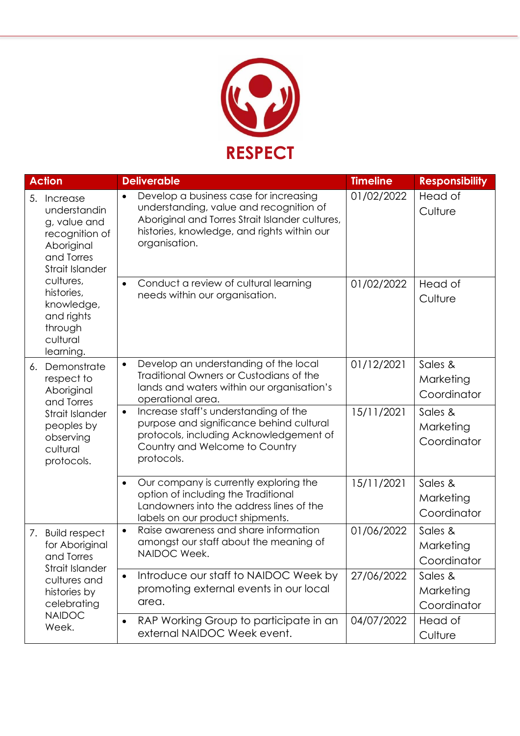# RESPECT

| Action | Deliverable | Timeline | Responsibility |
|---|---|---|---|
| 5. Increase understanding, value and recognition of Aboriginal and Torres Strait Islander cultures, histories, knowledge, and rights through cultural learning. | • Develop a business case for increasing understanding, value and recognition of Aboriginal and Torres Strait Islander cultures, histories, knowledge, and rights within our organisation. | 01/02/2022 | Head of Culture |
| | • Conduct a review of cultural learning needs within our organisation. | 01/02/2022 | Head of Culture |
| 6. Demonstrate respect to Aboriginal and Torres Strait Islander peoples by observing cultural protocols. | • Develop an understanding of the local Traditional Owners or Custodians of the lands and waters within our organisation's operational area. | 01/12/2021 | Sales & Marketing Coordinator |
| | • Increase staff's understanding of the purpose and significance behind cultural protocols, including Acknowledgement of Country and Welcome to Country protocols. | 15/11/2021 | Sales & Marketing Coordinator |
| | • Our company is currently exploring the option of including the Traditional Landowners into the address lines of the labels on our product shipments. | 15/11/2021 | Sales & Marketing Coordinator |
| 7. Build respect for Aboriginal and Torres Strait Islander cultures and histories by celebrating NAIDOC Week. | • Raise awareness and share information amongst our staff about the meaning of NAIDOC Week. | 01/06/2022 | Sales & Marketing Coordinator |
| | • Introduce our staff to NAIDOC Week by promoting external events in our local area. | 27/06/2022 | Sales & Marketing Coordinator |
| | • RAP Working Group to participate in an external NAIDOC Week event. | 04/07/2022 | Head of Culture |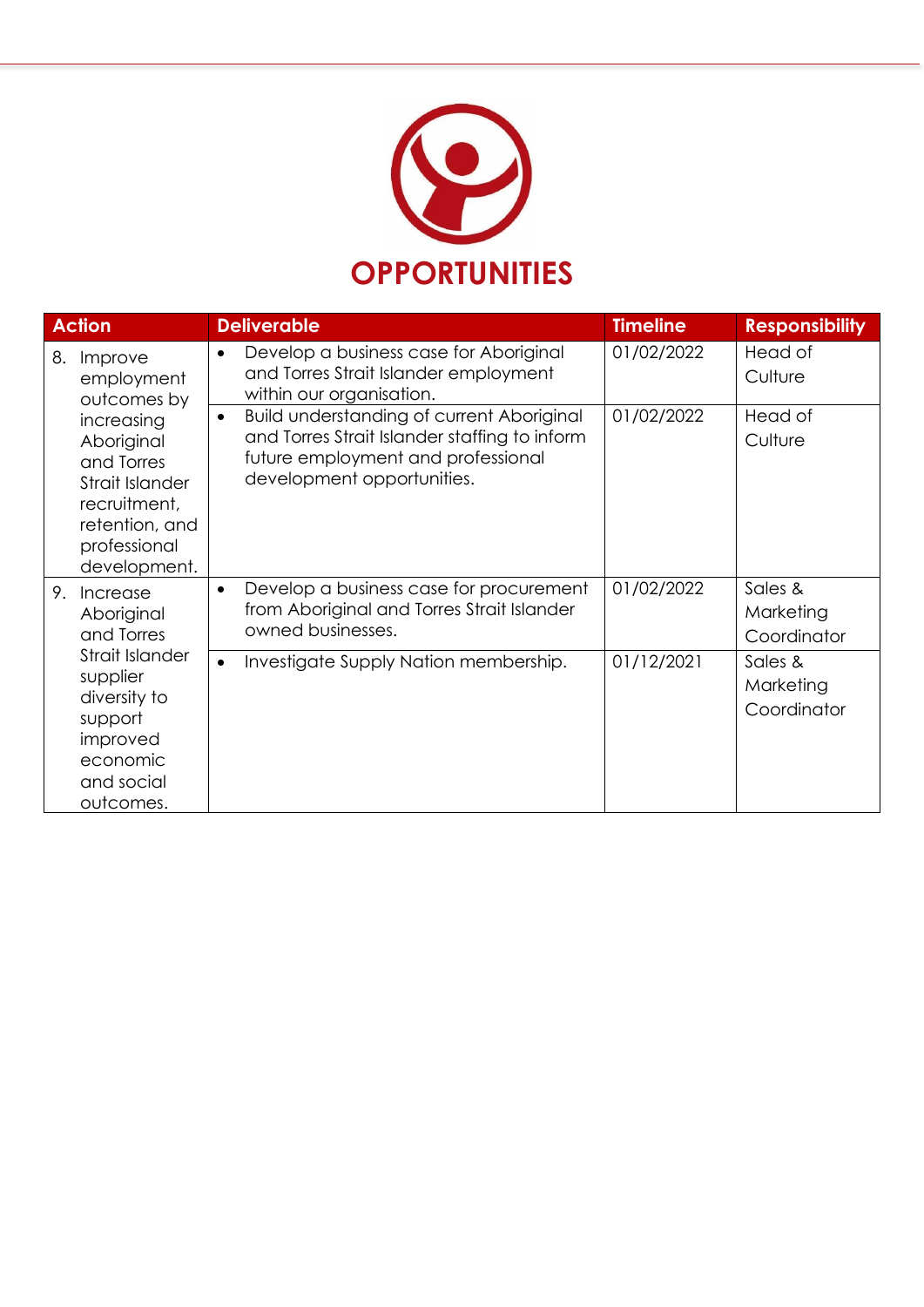# OPPORTUNITIES

| Action | Deliverable | Timeline | Responsibility |
|---|---|---|---|
| 8. Improve employment outcomes by increasing Aboriginal and Torres Strait Islander recruitment, retention, and professional development. | • Develop a business case for Aboriginal and Torres Strait Islander employment within our organisation. | 01/02/2022 | Head of Culture |
| | • Build understanding of current Aboriginal and Torres Strait Islander staffing to inform future employment and professional development opportunities. | 01/02/2022 | Head of Culture |
| 9. Increase Aboriginal and Torres Strait Islander supplier diversity to support improved economic and social outcomes. | • Develop a business case for procurement from Aboriginal and Torres Strait Islander owned businesses. | 01/02/2022 | Sales & Marketing Coordinator |
| | • Investigate Supply Nation membership. | 01/12/2021 | Sales & Marketing Coordinator |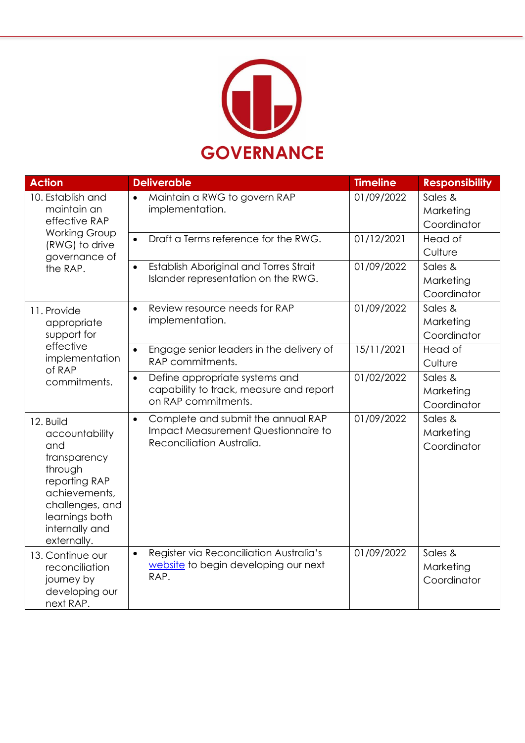# GOVERNANCE

| Action | Deliverable | Timeline | Responsibility |
| --- | --- | --- | --- |
| 10. Establish and maintain an effective RAP Working Group (RWG) to drive governance of the RAP. | • Maintain a RWG to govern RAP implementation. | 01/09/2022 | Sales & Marketing Coordinator |
| | • Draft a Terms reference for the RWG. | 01/12/2021 | Head of Culture |
| | • Establish Aboriginal and Torres Strait Islander representation on the RWG. | 01/09/2022 | Sales & Marketing Coordinator |
| 11. Provide appropriate support for effective implementation of RAP commitments. | • Review resource needs for RAP implementation. | 01/09/2022 | Sales & Marketing Coordinator |
| | • Engage senior leaders in the delivery of RAP commitments. | 15/11/2021 | Head of Culture |
| | • Define appropriate systems and capability to track, measure and report on RAP commitments. | 01/02/2022 | Sales & Marketing Coordinator |
| 12. Build accountability and transparency through reporting RAP achievements, challenges, and learnings both internally and externally. | • Complete and submit the annual RAP Impact Measurement Questionnaire to Reconciliation Australia. | 01/09/2022 | Sales & Marketing Coordinator |
| 13. Continue our reconciliation journey by developing our next RAP. | • Register via Reconciliation Australia's website to begin developing our next RAP. | 01/09/2022 | Sales & Marketing Coordinator |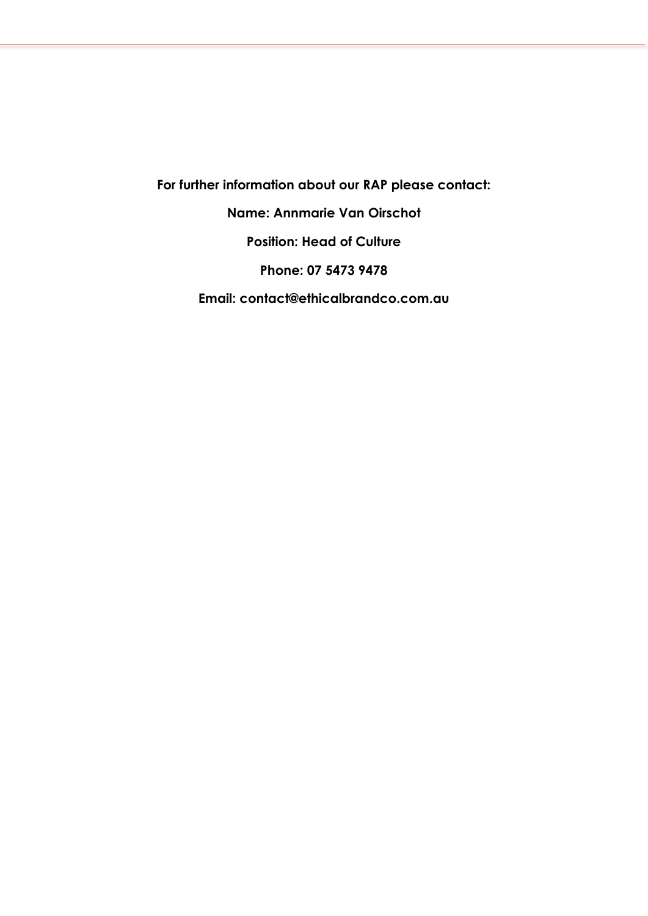**For further information about our RAP please contact:**

**Name: Annmarie Van Oirschot**

**Position: Head of Culture**

**Phone: 07 5473 9478**

**Email: contact@ethicalbrandco.com.au**